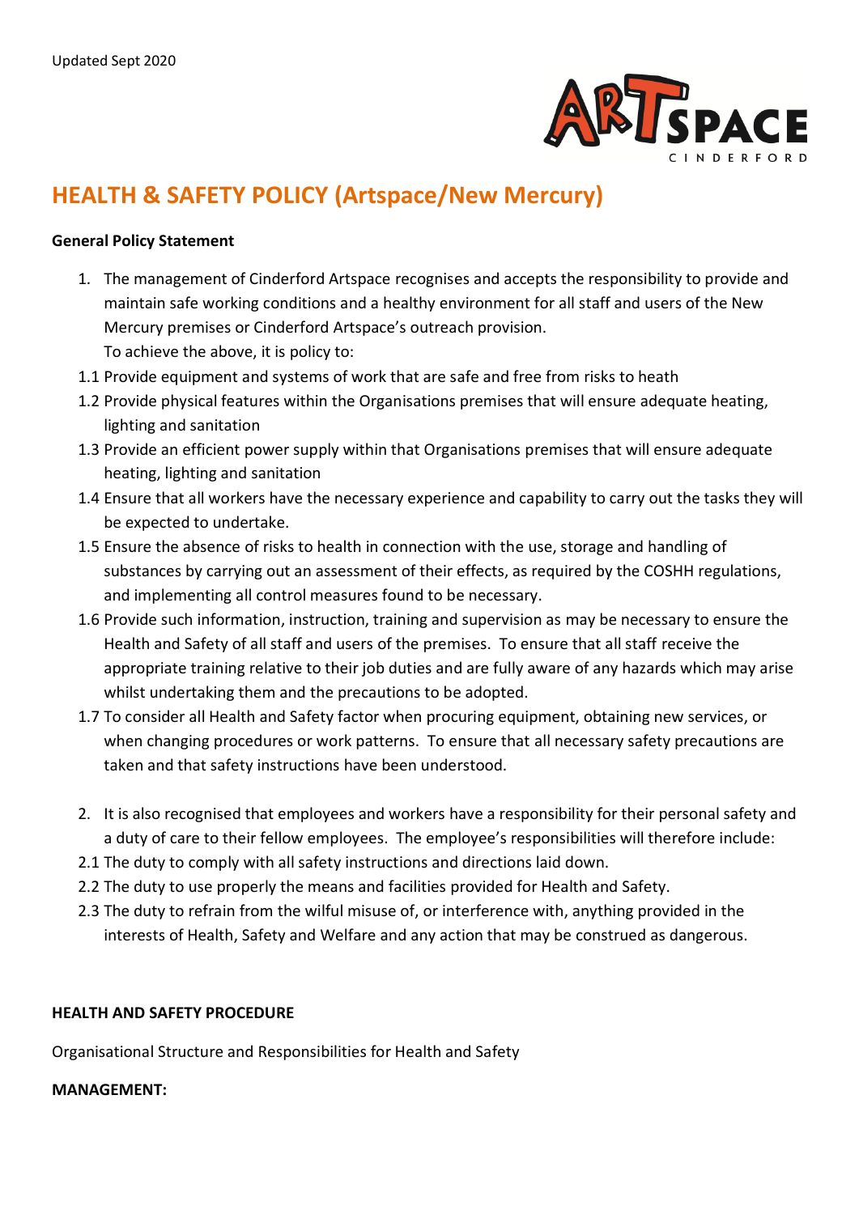Updated Sept 2020

# HEALTH & SAFETY POLICY (Artspace/New Mercury)

**General Policy Statement**

1. The management of Cinderford Artspace recognises and accepts the responsibility to provide and maintain safe working conditions and a healthy environment for all staff and users of the New Mercury premises or Cinderford Artspace's outreach provision.
   To achieve the above, it is policy to:

1.1 Provide equipment and systems of work that are safe and free from risks to heath

1.2 Provide physical features within the Organisations premises that will ensure adequate heating, lighting and sanitation

1.3 Provide an efficient power supply within that Organisations premises that will ensure adequate heating, lighting and sanitation

1.4 Ensure that all workers have the necessary experience and capability to carry out the tasks they will be expected to undertake.

1.5 Ensure the absence of risks to health in connection with the use, storage and handling of substances by carrying out an assessment of their effects, as required by the COSHH regulations, and implementing all control measures found to be necessary.

1.6 Provide such information, instruction, training and supervision as may be necessary to ensure the Health and Safety of all staff and users of the premises. To ensure that all staff receive the appropriate training relative to their job duties and are fully aware of any hazards which may arise whilst undertaking them and the precautions to be adopted.

1.7 To consider all Health and Safety factor when procuring equipment, obtaining new services, or when changing procedures or work patterns. To ensure that all necessary safety precautions are taken and that safety instructions have been understood.

2. It is also recognised that employees and workers have a responsibility for their personal safety and a duty of care to their fellow employees. The employee's responsibilities will therefore include:

2.1 The duty to comply with all safety instructions and directions laid down.

2.2 The duty to use properly the means and facilities provided for Health and Safety.

2.3 The duty to refrain from the wilful misuse of, or interference with, anything provided in the interests of Health, Safety and Welfare and any action that may be construed as dangerous.

**HEALTH AND SAFETY PROCEDURE**

Organisational Structure and Responsibilities for Health and Safety

**MANAGEMENT:**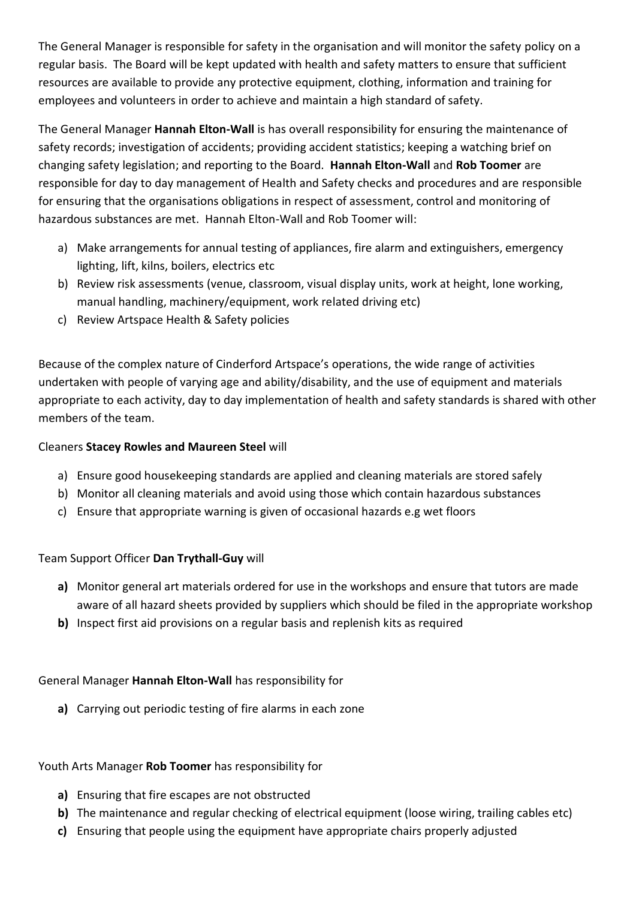The General Manager is responsible for safety in the organisation and will monitor the safety policy on a regular basis. The Board will be kept updated with health and safety matters to ensure that sufficient resources are available to provide any protective equipment, clothing, information and training for employees and volunteers in order to achieve and maintain a high standard of safety.

The General Manager **Hannah Elton-Wall** is has overall responsibility for ensuring the maintenance of safety records; investigation of accidents; providing accident statistics; keeping a watching brief on changing safety legislation; and reporting to the Board. **Hannah Elton-Wall** and **Rob Toomer** are responsible for day to day management of Health and Safety checks and procedures and are responsible for ensuring that the organisations obligations in respect of assessment, control and monitoring of hazardous substances are met. Hannah Elton-Wall and Rob Toomer will:

a) Make arrangements for annual testing of appliances, fire alarm and extinguishers, emergency lighting, lift, kilns, boilers, electrics etc
b) Review risk assessments (venue, classroom, visual display units, work at height, lone working, manual handling, machinery/equipment, work related driving etc)
c) Review Artspace Health & Safety policies

Because of the complex nature of Cinderford Artspace's operations, the wide range of activities undertaken with people of varying age and ability/disability, and the use of equipment and materials appropriate to each activity, day to day implementation of health and safety standards is shared with other members of the team.

Cleaners **Stacey Rowles and Maureen Steel** will

a) Ensure good housekeeping standards are applied and cleaning materials are stored safely
b) Monitor all cleaning materials and avoid using those which contain hazardous substances
c) Ensure that appropriate warning is given of occasional hazards e.g wet floors

Team Support Officer **Dan Trythall-Guy** will

**a)** Monitor general art materials ordered for use in the workshops and ensure that tutors are made aware of all hazard sheets provided by suppliers which should be filed in the appropriate workshop
**b)** Inspect first aid provisions on a regular basis and replenish kits as required

General Manager **Hannah Elton-Wall** has responsibility for

**a)** Carrying out periodic testing of fire alarms in each zone

Youth Arts Manager **Rob Toomer** has responsibility for

**a)** Ensuring that fire escapes are not obstructed
**b)** The maintenance and regular checking of electrical equipment (loose wiring, trailing cables etc)
**c)** Ensuring that people using the equipment have appropriate chairs properly adjusted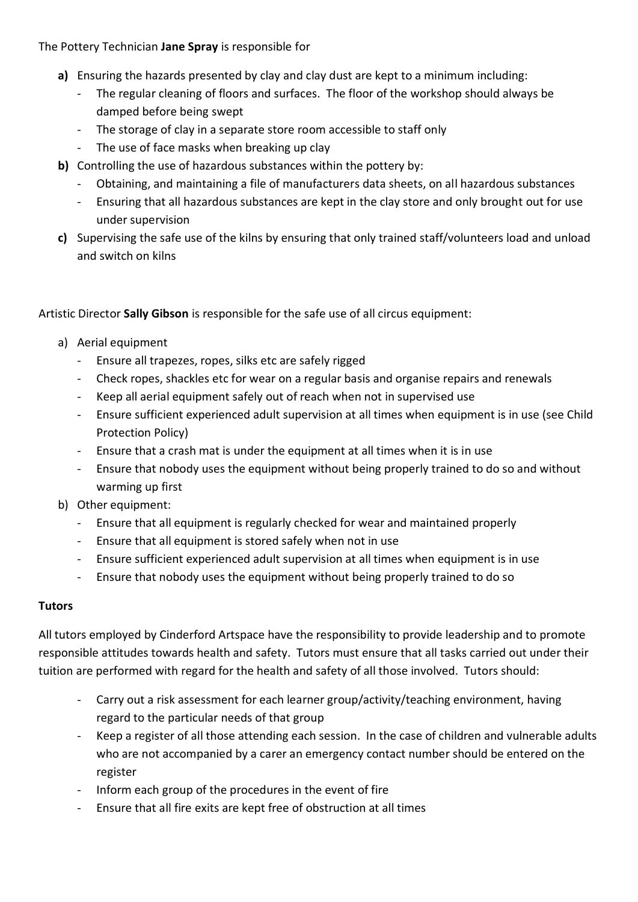The Pottery Technician **Jane Spray** is responsible for

**a)** Ensuring the hazards presented by clay and clay dust are kept to a minimum including:
   - The regular cleaning of floors and surfaces. The floor of the workshop should always be damped before being swept
   - The storage of clay in a separate store room accessible to staff only
   - The use of face masks when breaking up clay

**b)** Controlling the use of hazardous substances within the pottery by:
   - Obtaining, and maintaining a file of manufacturers data sheets, on all hazardous substances
   - Ensuring that all hazardous substances are kept in the clay store and only brought out for use under supervision

**c)** Supervising the safe use of the kilns by ensuring that only trained staff/volunteers load and unload and switch on kilns

Artistic Director **Sally Gibson** is responsible for the safe use of all circus equipment:

a) Aerial equipment
   - Ensure all trapezes, ropes, silks etc are safely rigged
   - Check ropes, shackles etc for wear on a regular basis and organise repairs and renewals
   - Keep all aerial equipment safely out of reach when not in supervised use
   - Ensure sufficient experienced adult supervision at all times when equipment is in use (see Child Protection Policy)
   - Ensure that a crash mat is under the equipment at all times when it is in use
   - Ensure that nobody uses the equipment without being properly trained to do so and without warming up first

b) Other equipment:
   - Ensure that all equipment is regularly checked for wear and maintained properly
   - Ensure that all equipment is stored safely when not in use
   - Ensure sufficient experienced adult supervision at all times when equipment is in use
   - Ensure that nobody uses the equipment without being properly trained to do so

**Tutors**

All tutors employed by Cinderford Artspace have the responsibility to provide leadership and to promote responsible attitudes towards health and safety. Tutors must ensure that all tasks carried out under their tuition are performed with regard for the health and safety of all those involved. Tutors should:

- Carry out a risk assessment for each learner group/activity/teaching environment, having regard to the particular needs of that group
- Keep a register of all those attending each session. In the case of children and vulnerable adults who are not accompanied by a carer an emergency contact number should be entered on the register
- Inform each group of the procedures in the event of fire
- Ensure that all fire exits are kept free of obstruction at all times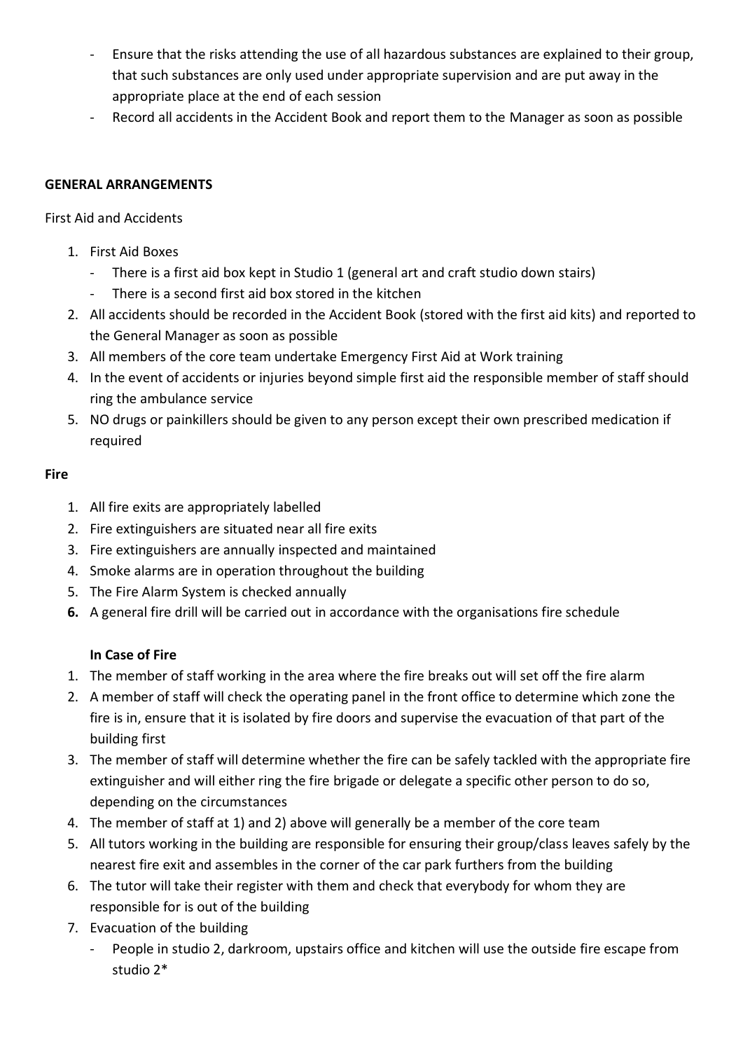- Ensure that the risks attending the use of all hazardous substances are explained to their group, that such substances are only used under appropriate supervision and are put away in the appropriate place at the end of each session
- Record all accidents in the Accident Book and report them to the Manager as soon as possible

**GENERAL ARRANGEMENTS**

First Aid and Accidents

1. First Aid Boxes
   - There is a first aid box kept in Studio 1 (general art and craft studio down stairs)
   - There is a second first aid box stored in the kitchen
2. All accidents should be recorded in the Accident Book (stored with the first aid kits) and reported to the General Manager as soon as possible
3. All members of the core team undertake Emergency First Aid at Work training
4. In the event of accidents or injuries beyond simple first aid the responsible member of staff should ring the ambulance service
5. NO drugs or painkillers should be given to any person except their own prescribed medication if required

**Fire**

1. All fire exits are appropriately labelled
2. Fire extinguishers are situated near all fire exits
3. Fire extinguishers are annually inspected and maintained
4. Smoke alarms are in operation throughout the building
5. The Fire Alarm System is checked annually
6. A general fire drill will be carried out in accordance with the organisations fire schedule

**In Case of Fire**

1. The member of staff working in the area where the fire breaks out will set off the fire alarm
2. A member of staff will check the operating panel in the front office to determine which zone the fire is in, ensure that it is isolated by fire doors and supervise the evacuation of that part of the building first
3. The member of staff will determine whether the fire can be safely tackled with the appropriate fire extinguisher and will either ring the fire brigade or delegate a specific other person to do so, depending on the circumstances
4. The member of staff at 1) and 2) above will generally be a member of the core team
5. All tutors working in the building are responsible for ensuring their group/class leaves safely by the nearest fire exit and assembles in the corner of the car park furthers from the building
6. The tutor will take their register with them and check that everybody for whom they are responsible for is out of the building
7. Evacuation of the building
   - People in studio 2, darkroom, upstairs office and kitchen will use the outside fire escape from studio 2*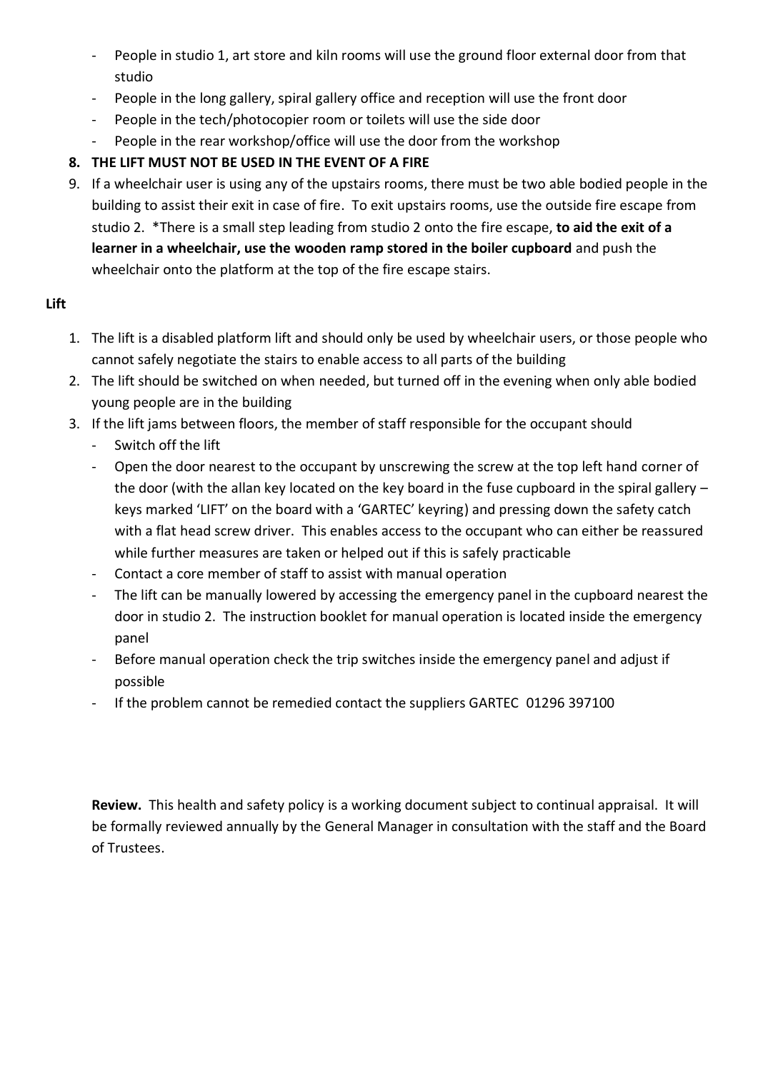- People in studio 1, art store and kiln rooms will use the ground floor external door from that studio
- People in the long gallery, spiral gallery office and reception will use the front door
- People in the tech/photocopier room or toilets will use the side door
- People in the rear workshop/office will use the door from the workshop

8. **THE LIFT MUST NOT BE USED IN THE EVENT OF A FIRE**
9. If a wheelchair user is using any of the upstairs rooms, there must be two able bodied people in the building to assist their exit in case of fire. To exit upstairs rooms, use the outside fire escape from studio 2. *There is a small step leading from studio 2 onto the fire escape, **to aid the exit of a learner in a wheelchair, use the wooden ramp stored in the boiler cupboard** and push the wheelchair onto the platform at the top of the fire escape stairs.

**Lift**

1. The lift is a disabled platform lift and should only be used by wheelchair users, or those people who cannot safely negotiate the stairs to enable access to all parts of the building
2. The lift should be switched on when needed, but turned off in the evening when only able bodied young people are in the building
3. If the lift jams between floors, the member of staff responsible for the occupant should
   - Switch off the lift
   - Open the door nearest to the occupant by unscrewing the screw at the top left hand corner of the door (with the allan key located on the key board in the fuse cupboard in the spiral gallery – keys marked 'LIFT' on the board with a 'GARTEC' keyring) and pressing down the safety catch with a flat head screw driver. This enables access to the occupant who can either be reassured while further measures are taken or helped out if this is safely practicable
   - Contact a core member of staff to assist with manual operation
   - The lift can be manually lowered by accessing the emergency panel in the cupboard nearest the door in studio 2. The instruction booklet for manual operation is located inside the emergency panel
   - Before manual operation check the trip switches inside the emergency panel and adjust if possible
   - If the problem cannot be remedied contact the suppliers GARTEC 01296 397100

**Review.** This health and safety policy is a working document subject to continual appraisal. It will be formally reviewed annually by the General Manager in consultation with the staff and the Board of Trustees.